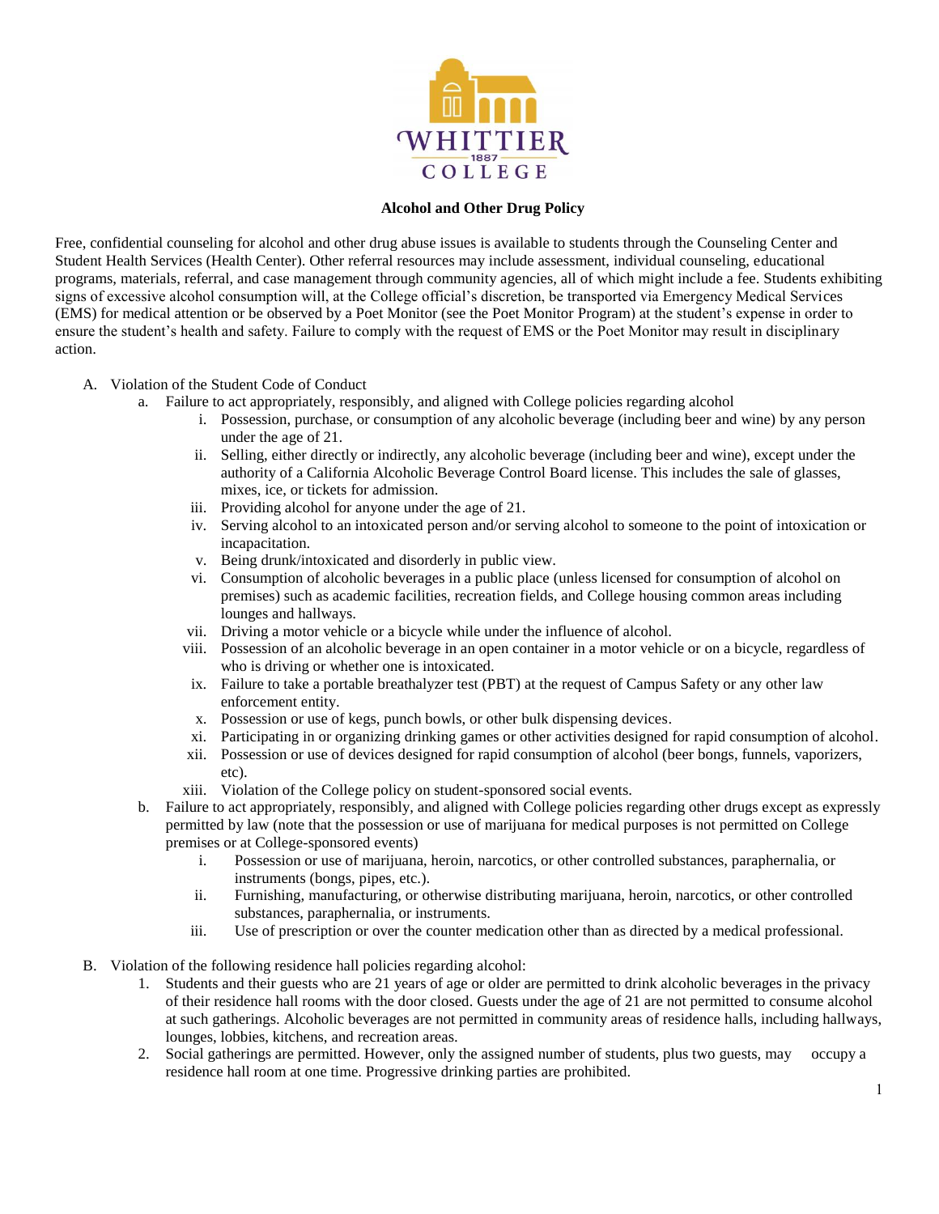WHITTIER COLLEGE 1887

**Alcohol and Other Drug Policy**

Free, confidential counseling for alcohol and other drug abuse issues is available to students through the Counseling Center and Student Health Services (Health Center). Other referral resources may include assessment, individual counseling, educational programs, materials, referral, and case management through community agencies, all of which might include a fee. Students exhibiting signs of excessive alcohol consumption will, at the College official's discretion, be transported via Emergency Medical Services (EMS) for medical attention or be observed by a Poet Monitor (see the Poet Monitor Program) at the student's expense in order to ensure the student's health and safety. Failure to comply with the request of EMS or the Poet Monitor may result in disciplinary action.

A. Violation of the Student Code of Conduct
   a. Failure to act appropriately, responsibly, and aligned with College policies regarding alcohol
      i. Possession, purchase, or consumption of any alcoholic beverage (including beer and wine) by any person under the age of 21.
      ii. Selling, either directly or indirectly, any alcoholic beverage (including beer and wine), except under the authority of a California Alcoholic Beverage Control Board license. This includes the sale of glasses, mixes, ice, or tickets for admission.
      iii. Providing alcohol for anyone under the age of 21.
      iv. Serving alcohol to an intoxicated person and/or serving alcohol to someone to the point of intoxication or incapacitation.
      v. Being drunk/intoxicated and disorderly in public view.
      vi. Consumption of alcoholic beverages in a public place (unless licensed for consumption of alcohol on premises) such as academic facilities, recreation fields, and College housing common areas including lounges and hallways.
      vii. Driving a motor vehicle or a bicycle while under the influence of alcohol.
      viii. Possession of an alcoholic beverage in an open container in a motor vehicle or on a bicycle, regardless of who is driving or whether one is intoxicated.
      ix. Failure to take a portable breathalyzer test (PBT) at the request of Campus Safety or any other law enforcement entity.
      x. Possession or use of kegs, punch bowls, or other bulk dispensing devices.
      xi. Participating in or organizing drinking games or other activities designed for rapid consumption of alcohol.
      xii. Possession or use of devices designed for rapid consumption of alcohol (beer bongs, funnels, vaporizers, etc).
      xiii. Violation of the College policy on student-sponsored social events.
   b. Failure to act appropriately, responsibly, and aligned with College policies regarding other drugs except as expressly permitted by law (note that the possession or use of marijuana for medical purposes is not permitted on College premises or at College-sponsored events)
      i. Possession or use of marijuana, heroin, narcotics, or other controlled substances, paraphernalia, or instruments (bongs, pipes, etc.).
      ii. Furnishing, manufacturing, or otherwise distributing marijuana, heroin, narcotics, or other controlled substances, paraphernalia, or instruments.
      iii. Use of prescription or over the counter medication other than as directed by a medical professional.

B. Violation of the following residence hall policies regarding alcohol:
   1. Students and their guests who are 21 years of age or older are permitted to drink alcoholic beverages in the privacy of their residence hall rooms with the door closed. Guests under the age of 21 are not permitted to consume alcohol at such gatherings. Alcoholic beverages are not permitted in community areas of residence halls, including hallways, lounges, lobbies, kitchens, and recreation areas.
   2. Social gatherings are permitted. However, only the assigned number of students, plus two guests, may occupy a residence hall room at one time. Progressive drinking parties are prohibited.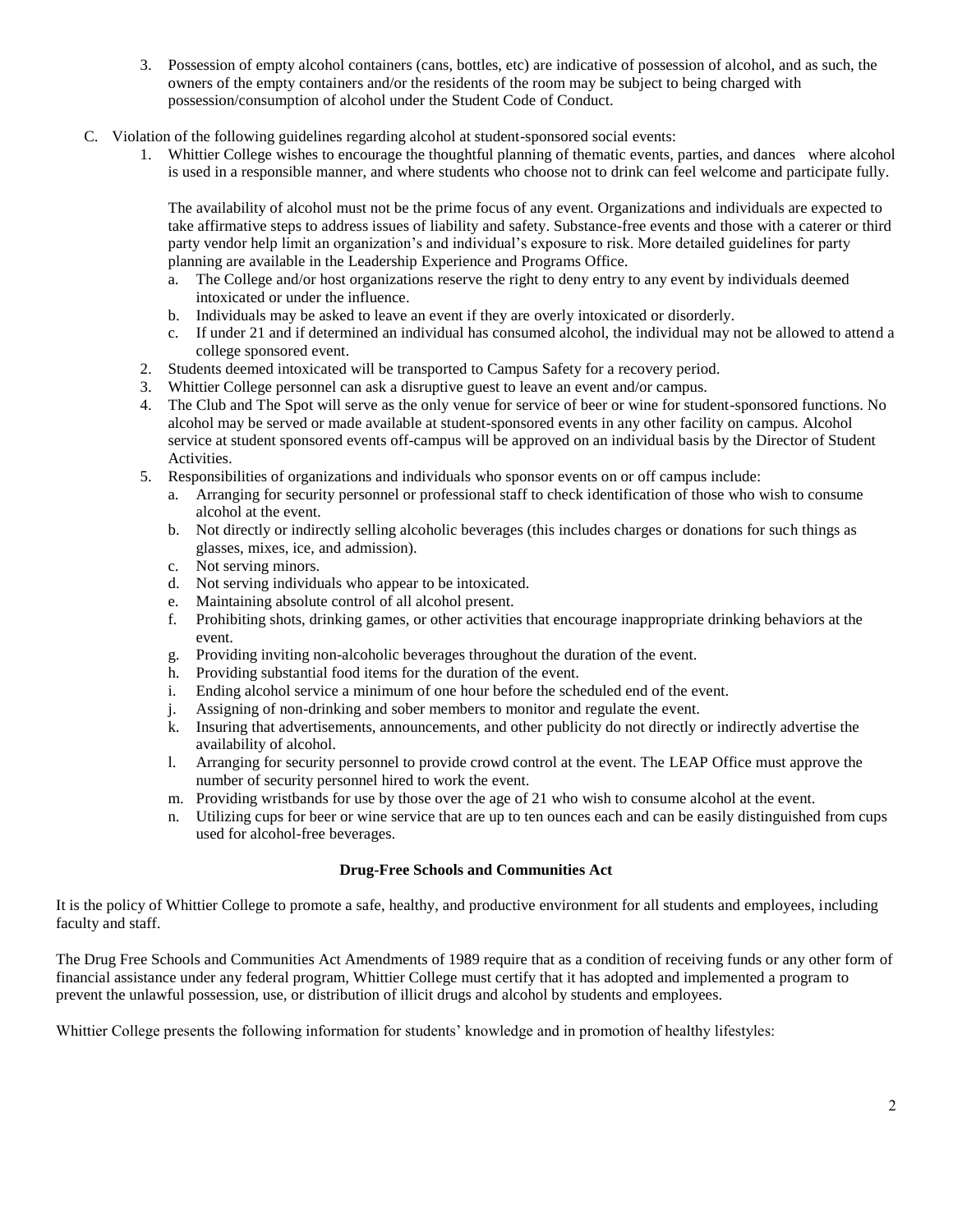3. Possession of empty alcohol containers (cans, bottles, etc) are indicative of possession of alcohol, and as such, the owners of the empty containers and/or the residents of the room may be subject to being charged with possession/consumption of alcohol under the Student Code of Conduct.

C. Violation of the following guidelines regarding alcohol at student-sponsored social events:

1. Whittier College wishes to encourage the thoughtful planning of thematic events, parties, and dances where alcohol is used in a responsible manner, and where students who choose not to drink can feel welcome and participate fully.

   The availability of alcohol must not be the prime focus of any event. Organizations and individuals are expected to take affirmative steps to address issues of liability and safety. Substance-free events and those with a caterer or third party vendor help limit an organization's and individual's exposure to risk. More detailed guidelines for party planning are available in the Leadership Experience and Programs Office.

   a. The College and/or host organizations reserve the right to deny entry to any event by individuals deemed intoxicated or under the influence.
   b. Individuals may be asked to leave an event if they are overly intoxicated or disorderly.
   c. If under 21 and if determined an individual has consumed alcohol, the individual may not be allowed to attend a college sponsored event.

2. Students deemed intoxicated will be transported to Campus Safety for a recovery period.
3. Whittier College personnel can ask a disruptive guest to leave an event and/or campus.
4. The Club and The Spot will serve as the only venue for service of beer or wine for student-sponsored functions. No alcohol may be served or made available at student-sponsored events in any other facility on campus. Alcohol service at student sponsored events off-campus will be approved on an individual basis by the Director of Student Activities.
5. Responsibilities of organizations and individuals who sponsor events on or off campus include:
   a. Arranging for security personnel or professional staff to check identification of those who wish to consume alcohol at the event.
   b. Not directly or indirectly selling alcoholic beverages (this includes charges or donations for such things as glasses, mixes, ice, and admission).
   c. Not serving minors.
   d. Not serving individuals who appear to be intoxicated.
   e. Maintaining absolute control of all alcohol present.
   f. Prohibiting shots, drinking games, or other activities that encourage inappropriate drinking behaviors at the event.
   g. Providing inviting non-alcoholic beverages throughout the duration of the event.
   h. Providing substantial food items for the duration of the event.
   i. Ending alcohol service a minimum of one hour before the scheduled end of the event.
   j. Assigning of non-drinking and sober members to monitor and regulate the event.
   k. Insuring that advertisements, announcements, and other publicity do not directly or indirectly advertise the availability of alcohol.
   l. Arranging for security personnel to provide crowd control at the event. The LEAP Office must approve the number of security personnel hired to work the event.
   m. Providing wristbands for use by those over the age of 21 who wish to consume alcohol at the event.
   n. Utilizing cups for beer or wine service that are up to ten ounces each and can be easily distinguished from cups used for alcohol-free beverages.

**Drug-Free Schools and Communities Act**

It is the policy of Whittier College to promote a safe, healthy, and productive environment for all students and employees, including faculty and staff.

The Drug Free Schools and Communities Act Amendments of 1989 require that as a condition of receiving funds or any other form of financial assistance under any federal program, Whittier College must certify that it has adopted and implemented a program to prevent the unlawful possession, use, or distribution of illicit drugs and alcohol by students and employees.

Whittier College presents the following information for students' knowledge and in promotion of healthy lifestyles: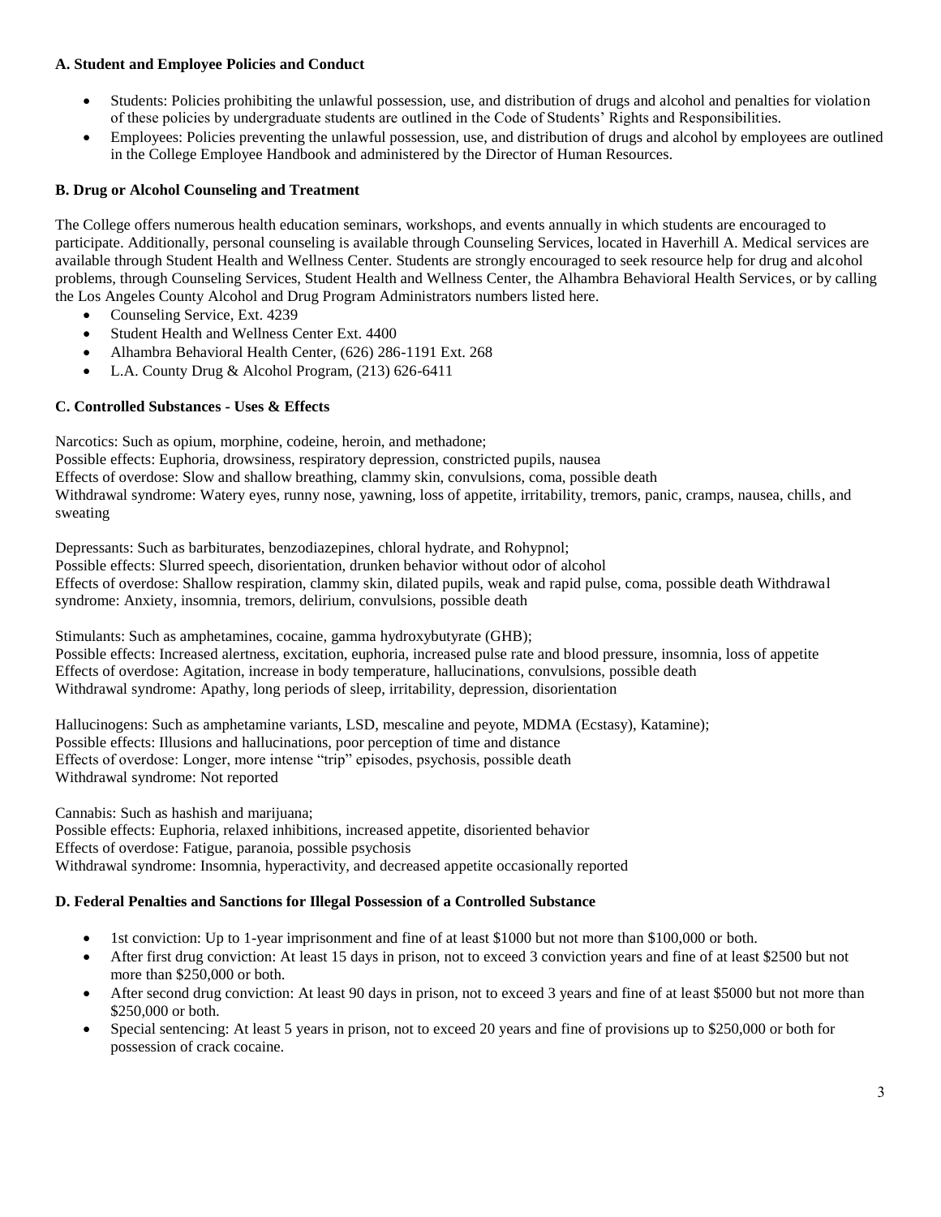**A. Student and Employee Policies and Conduct**

- Students: Policies prohibiting the unlawful possession, use, and distribution of drugs and alcohol and penalties for violation of these policies by undergraduate students are outlined in the Code of Students' Rights and Responsibilities.
- Employees: Policies preventing the unlawful possession, use, and distribution of drugs and alcohol by employees are outlined in the College Employee Handbook and administered by the Director of Human Resources.

**B. Drug or Alcohol Counseling and Treatment**

The College offers numerous health education seminars, workshops, and events annually in which students are encouraged to participate. Additionally, personal counseling is available through Counseling Services, located in Haverhill A. Medical services are available through Student Health and Wellness Center. Students are strongly encouraged to seek resource help for drug and alcohol problems, through Counseling Services, Student Health and Wellness Center, the Alhambra Behavioral Health Services, or by calling the Los Angeles County Alcohol and Drug Program Administrators numbers listed here.

- Counseling Service, Ext. 4239
- Student Health and Wellness Center Ext. 4400
- Alhambra Behavioral Health Center, (626) 286-1191 Ext. 268
- L.A. County Drug & Alcohol Program, (213) 626-6411

**C. Controlled Substances - Uses & Effects**

Narcotics: Such as opium, morphine, codeine, heroin, and methadone;
Possible effects: Euphoria, drowsiness, respiratory depression, constricted pupils, nausea
Effects of overdose: Slow and shallow breathing, clammy skin, convulsions, coma, possible death
Withdrawal syndrome: Watery eyes, runny nose, yawning, loss of appetite, irritability, tremors, panic, cramps, nausea, chills, and sweating

Depressants: Such as barbiturates, benzodiazepines, chloral hydrate, and Rohypnol;
Possible effects: Slurred speech, disorientation, drunken behavior without odor of alcohol
Effects of overdose: Shallow respiration, clammy skin, dilated pupils, weak and rapid pulse, coma, possible death Withdrawal syndrome: Anxiety, insomnia, tremors, delirium, convulsions, possible death

Stimulants: Such as amphetamines, cocaine, gamma hydroxybutyrate (GHB);
Possible effects: Increased alertness, excitation, euphoria, increased pulse rate and blood pressure, insomnia, loss of appetite
Effects of overdose: Agitation, increase in body temperature, hallucinations, convulsions, possible death
Withdrawal syndrome: Apathy, long periods of sleep, irritability, depression, disorientation

Hallucinogens: Such as amphetamine variants, LSD, mescaline and peyote, MDMA (Ecstasy), Katamine);
Possible effects: Illusions and hallucinations, poor perception of time and distance
Effects of overdose: Longer, more intense "trip" episodes, psychosis, possible death
Withdrawal syndrome: Not reported

Cannabis: Such as hashish and marijuana;
Possible effects: Euphoria, relaxed inhibitions, increased appetite, disoriented behavior
Effects of overdose: Fatigue, paranoia, possible psychosis
Withdrawal syndrome: Insomnia, hyperactivity, and decreased appetite occasionally reported

**D. Federal Penalties and Sanctions for Illegal Possession of a Controlled Substance**

- 1st conviction: Up to 1-year imprisonment and fine of at least $1000 but not more than $100,000 or both.
- After first drug conviction: At least 15 days in prison, not to exceed 3 conviction years and fine of at least $2500 but not more than $250,000 or both.
- After second drug conviction: At least 90 days in prison, not to exceed 3 years and fine of at least $5000 but not more than $250,000 or both.
- Special sentencing: At least 5 years in prison, not to exceed 20 years and fine of provisions up to $250,000 or both for possession of crack cocaine.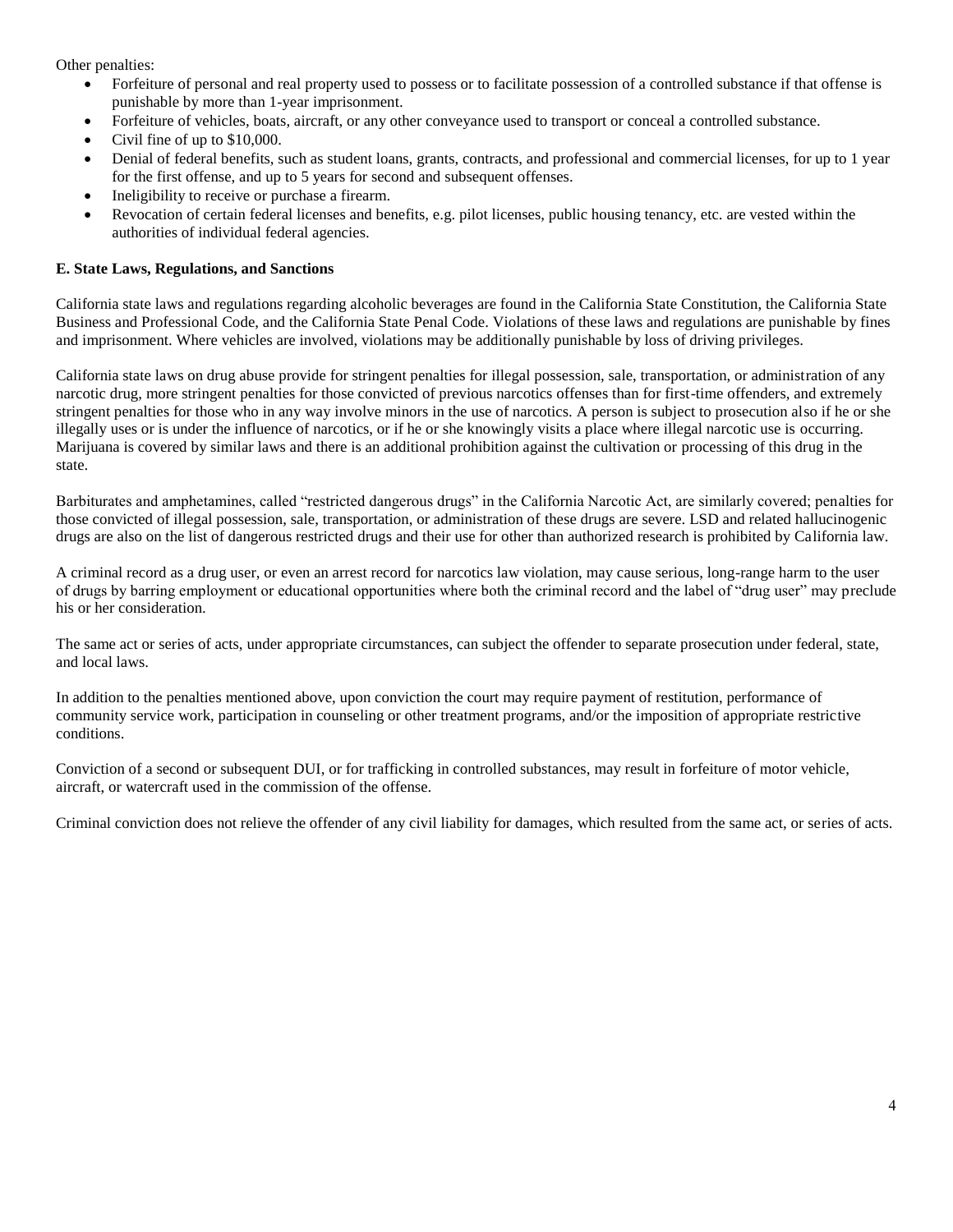Other penalties:

- Forfeiture of personal and real property used to possess or to facilitate possession of a controlled substance if that offense is punishable by more than 1-year imprisonment.
- Forfeiture of vehicles, boats, aircraft, or any other conveyance used to transport or conceal a controlled substance.
- Civil fine of up to $10,000.
- Denial of federal benefits, such as student loans, grants, contracts, and professional and commercial licenses, for up to 1 year for the first offense, and up to 5 years for second and subsequent offenses.
- Ineligibility to receive or purchase a firearm.
- Revocation of certain federal licenses and benefits, e.g. pilot licenses, public housing tenancy, etc. are vested within the authorities of individual federal agencies.

**E. State Laws, Regulations, and Sanctions**

California state laws and regulations regarding alcoholic beverages are found in the California State Constitution, the California State Business and Professional Code, and the California State Penal Code. Violations of these laws and regulations are punishable by fines and imprisonment. Where vehicles are involved, violations may be additionally punishable by loss of driving privileges.

California state laws on drug abuse provide for stringent penalties for illegal possession, sale, transportation, or administration of any narcotic drug, more stringent penalties for those convicted of previous narcotics offenses than for first-time offenders, and extremely stringent penalties for those who in any way involve minors in the use of narcotics. A person is subject to prosecution also if he or she illegally uses or is under the influence of narcotics, or if he or she knowingly visits a place where illegal narcotic use is occurring. Marijuana is covered by similar laws and there is an additional prohibition against the cultivation or processing of this drug in the state.

Barbiturates and amphetamines, called "restricted dangerous drugs" in the California Narcotic Act, are similarly covered; penalties for those convicted of illegal possession, sale, transportation, or administration of these drugs are severe. LSD and related hallucinogenic drugs are also on the list of dangerous restricted drugs and their use for other than authorized research is prohibited by California law.

A criminal record as a drug user, or even an arrest record for narcotics law violation, may cause serious, long-range harm to the user of drugs by barring employment or educational opportunities where both the criminal record and the label of "drug user" may preclude his or her consideration.

The same act or series of acts, under appropriate circumstances, can subject the offender to separate prosecution under federal, state, and local laws.

In addition to the penalties mentioned above, upon conviction the court may require payment of restitution, performance of community service work, participation in counseling or other treatment programs, and/or the imposition of appropriate restrictive conditions.

Conviction of a second or subsequent DUI, or for trafficking in controlled substances, may result in forfeiture of motor vehicle, aircraft, or watercraft used in the commission of the offense.

Criminal conviction does not relieve the offender of any civil liability for damages, which resulted from the same act, or series of acts.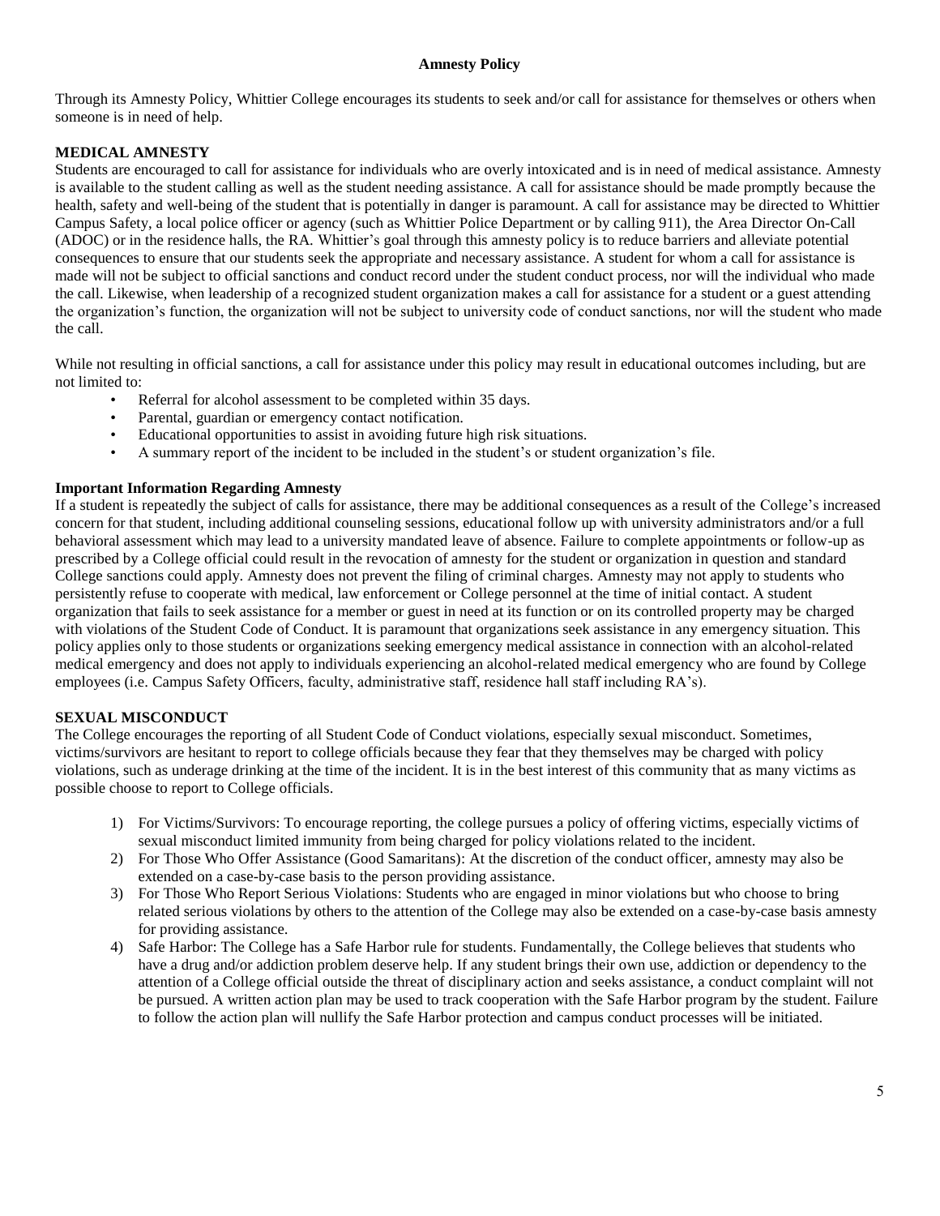# Amnesty Policy

Through its Amnesty Policy, Whittier College encourages its students to seek and/or call for assistance for themselves or others when someone is in need of help.

## MEDICAL AMNESTY

Students are encouraged to call for assistance for individuals who are overly intoxicated and is in need of medical assistance. Amnesty is available to the student calling as well as the student needing assistance. A call for assistance should be made promptly because the health, safety and well-being of the student that is potentially in danger is paramount. A call for assistance may be directed to Whittier Campus Safety, a local police officer or agency (such as Whittier Police Department or by calling 911), the Area Director On-Call (ADOC) or in the residence halls, the RA. Whittier's goal through this amnesty policy is to reduce barriers and alleviate potential consequences to ensure that our students seek the appropriate and necessary assistance. A student for whom a call for assistance is made will not be subject to official sanctions and conduct record under the student conduct process, nor will the individual who made the call. Likewise, when leadership of a recognized student organization makes a call for assistance for a student or a guest attending the organization's function, the organization will not be subject to university code of conduct sanctions, nor will the student who made the call.

While not resulting in official sanctions, a call for assistance under this policy may result in educational outcomes including, but are not limited to:

- Referral for alcohol assessment to be completed within 35 days.
- Parental, guardian or emergency contact notification.
- Educational opportunities to assist in avoiding future high risk situations.
- A summary report of the incident to be included in the student's or student organization's file.

### Important Information Regarding Amnesty

If a student is repeatedly the subject of calls for assistance, there may be additional consequences as a result of the College's increased concern for that student, including additional counseling sessions, educational follow up with university administrators and/or a full behavioral assessment which may lead to a university mandated leave of absence. Failure to complete appointments or follow-up as prescribed by a College official could result in the revocation of amnesty for the student or organization in question and standard College sanctions could apply. Amnesty does not prevent the filing of criminal charges. Amnesty may not apply to students who persistently refuse to cooperate with medical, law enforcement or College personnel at the time of initial contact. A student organization that fails to seek assistance for a member or guest in need at its function or on its controlled property may be charged with violations of the Student Code of Conduct. It is paramount that organizations seek assistance in any emergency situation. This policy applies only to those students or organizations seeking emergency medical assistance in connection with an alcohol-related medical emergency and does not apply to individuals experiencing an alcohol-related medical emergency who are found by College employees (i.e. Campus Safety Officers, faculty, administrative staff, residence hall staff including RA's).

## SEXUAL MISCONDUCT

The College encourages the reporting of all Student Code of Conduct violations, especially sexual misconduct. Sometimes, victims/survivors are hesitant to report to college officials because they fear that they themselves may be charged with policy violations, such as underage drinking at the time of the incident. It is in the best interest of this community that as many victims as possible choose to report to College officials.

1) For Victims/Survivors: To encourage reporting, the college pursues a policy of offering victims, especially victims of sexual misconduct limited immunity from being charged for policy violations related to the incident.
2) For Those Who Offer Assistance (Good Samaritans): At the discretion of the conduct officer, amnesty may also be extended on a case-by-case basis to the person providing assistance.
3) For Those Who Report Serious Violations: Students who are engaged in minor violations but who choose to bring related serious violations by others to the attention of the College may also be extended on a case-by-case basis amnesty for providing assistance.
4) Safe Harbor: The College has a Safe Harbor rule for students. Fundamentally, the College believes that students who have a drug and/or addiction problem deserve help. If any student brings their own use, addiction or dependency to the attention of a College official outside the threat of disciplinary action and seeks assistance, a conduct complaint will not be pursued. A written action plan may be used to track cooperation with the Safe Harbor program by the student. Failure to follow the action plan will nullify the Safe Harbor protection and campus conduct processes will be initiated.